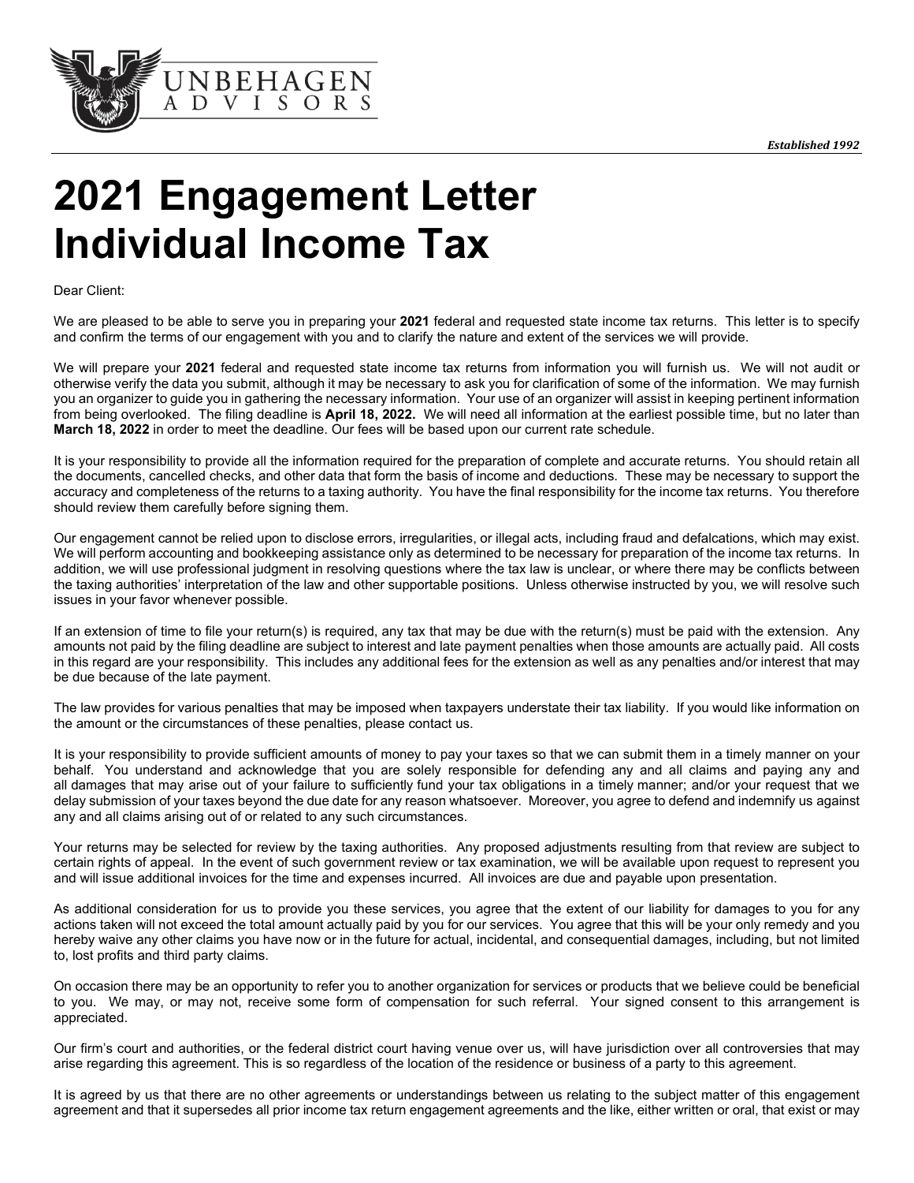UNBEHAGEN
ADVISORS

*Established 1992*

# 2021 Engagement Letter Individual Income Tax

Dear Client:

We are pleased to be able to serve you in preparing your **2021** federal and requested state income tax returns. This letter is to specify and confirm the terms of our engagement with you and to clarify the nature and extent of the services we will provide.

We will prepare your **2021** federal and requested state income tax returns from information you will furnish us. We will not audit or otherwise verify the data you submit, although it may be necessary to ask you for clarification of some of the information. We may furnish you an organizer to guide you in gathering the necessary information. Your use of an organizer will assist in keeping pertinent information from being overlooked. The filing deadline is **April 18, 2022.** We will need all information at the earliest possible time, but no later than **March 18, 2022** in order to meet the deadline. Our fees will be based upon our current rate schedule.

It is your responsibility to provide all the information required for the preparation of complete and accurate returns. You should retain all the documents, cancelled checks, and other data that form the basis of income and deductions. These may be necessary to support the accuracy and completeness of the returns to a taxing authority. You have the final responsibility for the income tax returns. You therefore should review them carefully before signing them.

Our engagement cannot be relied upon to disclose errors, irregularities, or illegal acts, including fraud and defalcations, which may exist. We will perform accounting and bookkeeping assistance only as determined to be necessary for preparation of the income tax returns. In addition, we will use professional judgment in resolving questions where the tax law is unclear, or where there may be conflicts between the taxing authorities' interpretation of the law and other supportable positions. Unless otherwise instructed by you, we will resolve such issues in your favor whenever possible.

If an extension of time to file your return(s) is required, any tax that may be due with the return(s) must be paid with the extension. Any amounts not paid by the filing deadline are subject to interest and late payment penalties when those amounts are actually paid. All costs in this regard are your responsibility. This includes any additional fees for the extension as well as any penalties and/or interest that may be due because of the late payment.

The law provides for various penalties that may be imposed when taxpayers understate their tax liability. If you would like information on the amount or the circumstances of these penalties, please contact us.

It is your responsibility to provide sufficient amounts of money to pay your taxes so that we can submit them in a timely manner on your behalf. You understand and acknowledge that you are solely responsible for defending any and all claims and paying any and all damages that may arise out of your failure to sufficiently fund your tax obligations in a timely manner; and/or your request that we delay submission of your taxes beyond the due date for any reason whatsoever. Moreover, you agree to defend and indemnify us against any and all claims arising out of or related to any such circumstances.

Your returns may be selected for review by the taxing authorities. Any proposed adjustments resulting from that review are subject to certain rights of appeal. In the event of such government review or tax examination, we will be available upon request to represent you and will issue additional invoices for the time and expenses incurred. All invoices are due and payable upon presentation.

As additional consideration for us to provide you these services, you agree that the extent of our liability for damages to you for any actions taken will not exceed the total amount actually paid by you for our services. You agree that this will be your only remedy and you hereby waive any other claims you have now or in the future for actual, incidental, and consequential damages, including, but not limited to, lost profits and third party claims.

On occasion there may be an opportunity to refer you to another organization for services or products that we believe could be beneficial to you. We may, or may not, receive some form of compensation for such referral. Your signed consent to this arrangement is appreciated.

Our firm's court and authorities, or the federal district court having venue over us, will have jurisdiction over all controversies that may arise regarding this agreement. This is so regardless of the location of the residence or business of a party to this agreement.

It is agreed by us that there are no other agreements or understandings between us relating to the subject matter of this engagement agreement and that it supersedes all prior income tax return engagement agreements and the like, either written or oral, that exist or may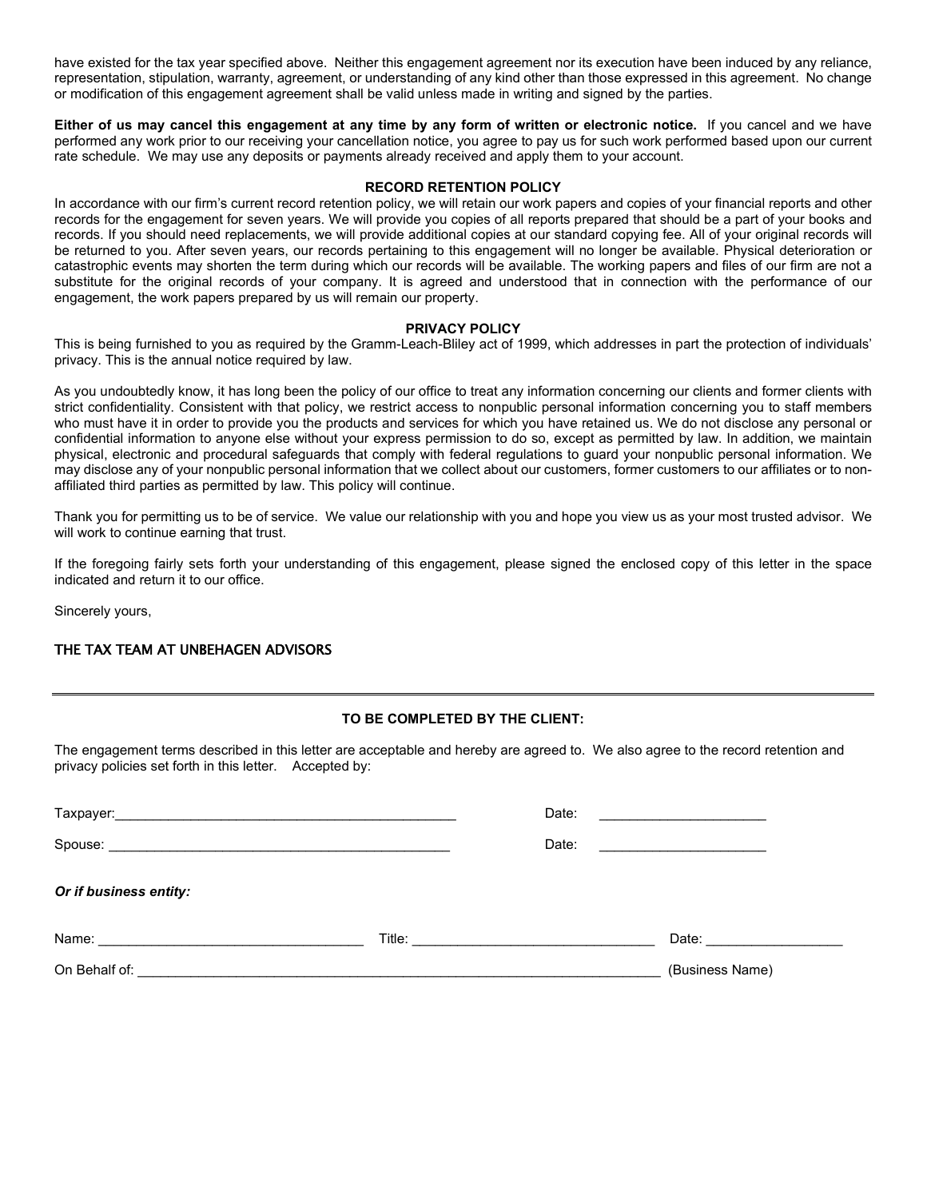have existed for the tax year specified above. Neither this engagement agreement nor its execution have been induced by any reliance, representation, stipulation, warranty, agreement, or understanding of any kind other than those expressed in this agreement. No change or modification of this engagement agreement shall be valid unless made in writing and signed by the parties.

**Either of us may cancel this engagement at any time by any form of written or electronic notice.** If you cancel and we have performed any work prior to our receiving your cancellation notice, you agree to pay us for such work performed based upon our current rate schedule. We may use any deposits or payments already received and apply them to your account.

**RECORD RETENTION POLICY**

In accordance with our firm's current record retention policy, we will retain our work papers and copies of your financial reports and other records for the engagement for seven years. We will provide you copies of all reports prepared that should be a part of your books and records. If you should need replacements, we will provide additional copies at our standard copying fee. All of your original records will be returned to you. After seven years, our records pertaining to this engagement will no longer be available. Physical deterioration or catastrophic events may shorten the term during which our records will be available. The working papers and files of our firm are not a substitute for the original records of your company. It is agreed and understood that in connection with the performance of our engagement, the work papers prepared by us will remain our property.

**PRIVACY POLICY**

This is being furnished to you as required by the Gramm-Leach-Bliley act of 1999, which addresses in part the protection of individuals' privacy. This is the annual notice required by law.

As you undoubtedly know, it has long been the policy of our office to treat any information concerning our clients and former clients with strict confidentiality. Consistent with that policy, we restrict access to nonpublic personal information concerning you to staff members who must have it in order to provide you the products and services for which you have retained us. We do not disclose any personal or confidential information to anyone else without your express permission to do so, except as permitted by law. In addition, we maintain physical, electronic and procedural safeguards that comply with federal regulations to guard your nonpublic personal information. We may disclose any of your nonpublic personal information that we collect about our customers, former customers to our affiliates or to non-affiliated third parties as permitted by law. This policy will continue.

Thank you for permitting us to be of service. We value our relationship with you and hope you view us as your most trusted advisor. We will work to continue earning that trust.

If the foregoing fairly sets forth your understanding of this engagement, please signed the enclosed copy of this letter in the space indicated and return it to our office.

Sincerely yours,

THE TAX TEAM AT UNBEHAGEN ADVISORS

---

**TO BE COMPLETED BY THE CLIENT:**

The engagement terms described in this letter are acceptable and hereby are agreed to. We also agree to the record retention and privacy policies set forth in this letter. Accepted by:

Taxpayer:_______________________________________________ Date: ______________________

Spouse: _______________________________________________ Date: ______________________

***Or if business entity:***

Name: ___________________________________ Title: _______________________________ Date: __________________

On Behalf of: ___________________________________________________________________________ (Business Name)